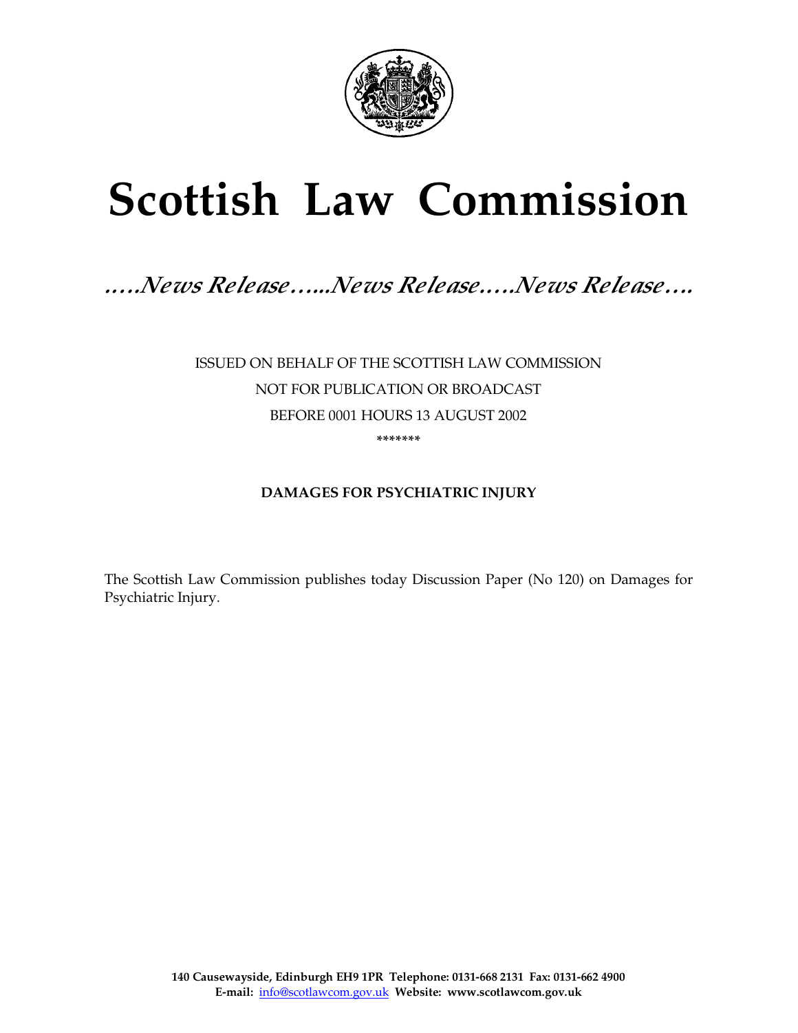# Scottish Law Commission

*…..News Release…...News Release…..News Release….*

ISSUED ON BEHALF OF THE SCOTTISH LAW COMMISSION

NOT FOR PUBLICATION OR BROADCAST

BEFORE 0001 HOURS 13 AUGUST 2002

\*\*\*\*\*\*\*

**DAMAGES FOR PSYCHIATRIC INJURY**

The Scottish Law Commission publishes today Discussion Paper (No 120) on Damages for Psychiatric Injury.

**140 Causewayside, Edinburgh EH9 1PR Telephone: 0131-668 2131 Fax: 0131-662 4900**
**E-mail:** info@scotlawcom.gov.uk **Website: www.scotlawcom.gov.uk**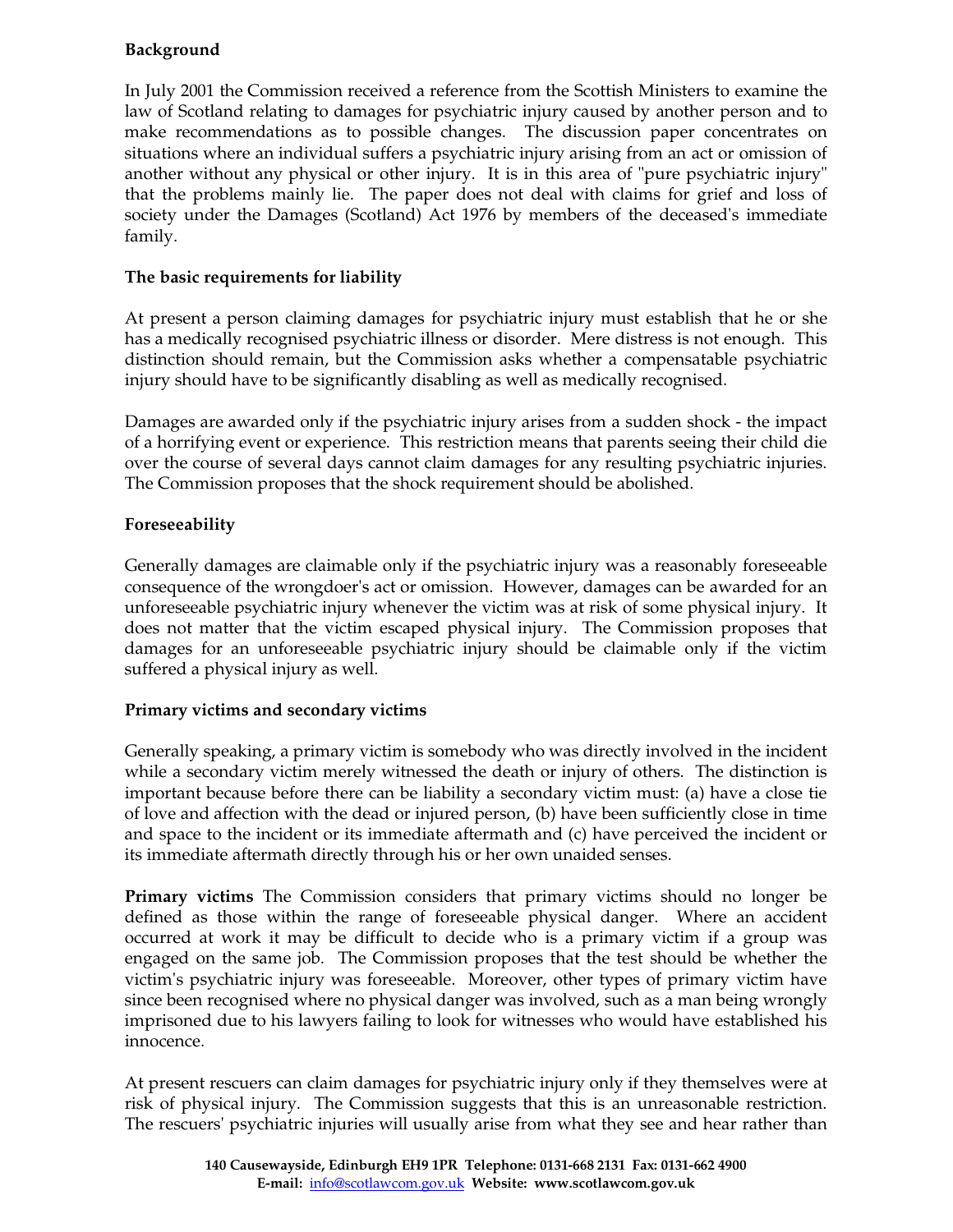**Background**

In July 2001 the Commission received a reference from the Scottish Ministers to examine the law of Scotland relating to damages for psychiatric injury caused by another person and to make recommendations as to possible changes. The discussion paper concentrates on situations where an individual suffers a psychiatric injury arising from an act or omission of another without any physical or other injury. It is in this area of "pure psychiatric injury" that the problems mainly lie. The paper does not deal with claims for grief and loss of society under the Damages (Scotland) Act 1976 by members of the deceased's immediate family.

**The basic requirements for liability**

At present a person claiming damages for psychiatric injury must establish that he or she has a medically recognised psychiatric illness or disorder. Mere distress is not enough. This distinction should remain, but the Commission asks whether a compensatable psychiatric injury should have to be significantly disabling as well as medically recognised.

Damages are awarded only if the psychiatric injury arises from a sudden shock - the impact of a horrifying event or experience. This restriction means that parents seeing their child die over the course of several days cannot claim damages for any resulting psychiatric injuries. The Commission proposes that the shock requirement should be abolished.

**Foreseeability**

Generally damages are claimable only if the psychiatric injury was a reasonably foreseeable consequence of the wrongdoer's act or omission. However, damages can be awarded for an unforeseeable psychiatric injury whenever the victim was at risk of some physical injury. It does not matter that the victim escaped physical injury. The Commission proposes that damages for an unforeseeable psychiatric injury should be claimable only if the victim suffered a physical injury as well.

**Primary victims and secondary victims**

Generally speaking, a primary victim is somebody who was directly involved in the incident while a secondary victim merely witnessed the death or injury of others. The distinction is important because before there can be liability a secondary victim must: (a) have a close tie of love and affection with the dead or injured person, (b) have been sufficiently close in time and space to the incident or its immediate aftermath and (c) have perceived the incident or its immediate aftermath directly through his or her own unaided senses.

**Primary victims** The Commission considers that primary victims should no longer be defined as those within the range of foreseeable physical danger. Where an accident occurred at work it may be difficult to decide who is a primary victim if a group was engaged on the same job. The Commission proposes that the test should be whether the victim's psychiatric injury was foreseeable. Moreover, other types of primary victim have since been recognised where no physical danger was involved, such as a man being wrongly imprisoned due to his lawyers failing to look for witnesses who would have established his innocence.

At present rescuers can claim damages for psychiatric injury only if they themselves were at risk of physical injury. The Commission suggests that this is an unreasonable restriction. The rescuers' psychiatric injuries will usually arise from what they see and hear rather than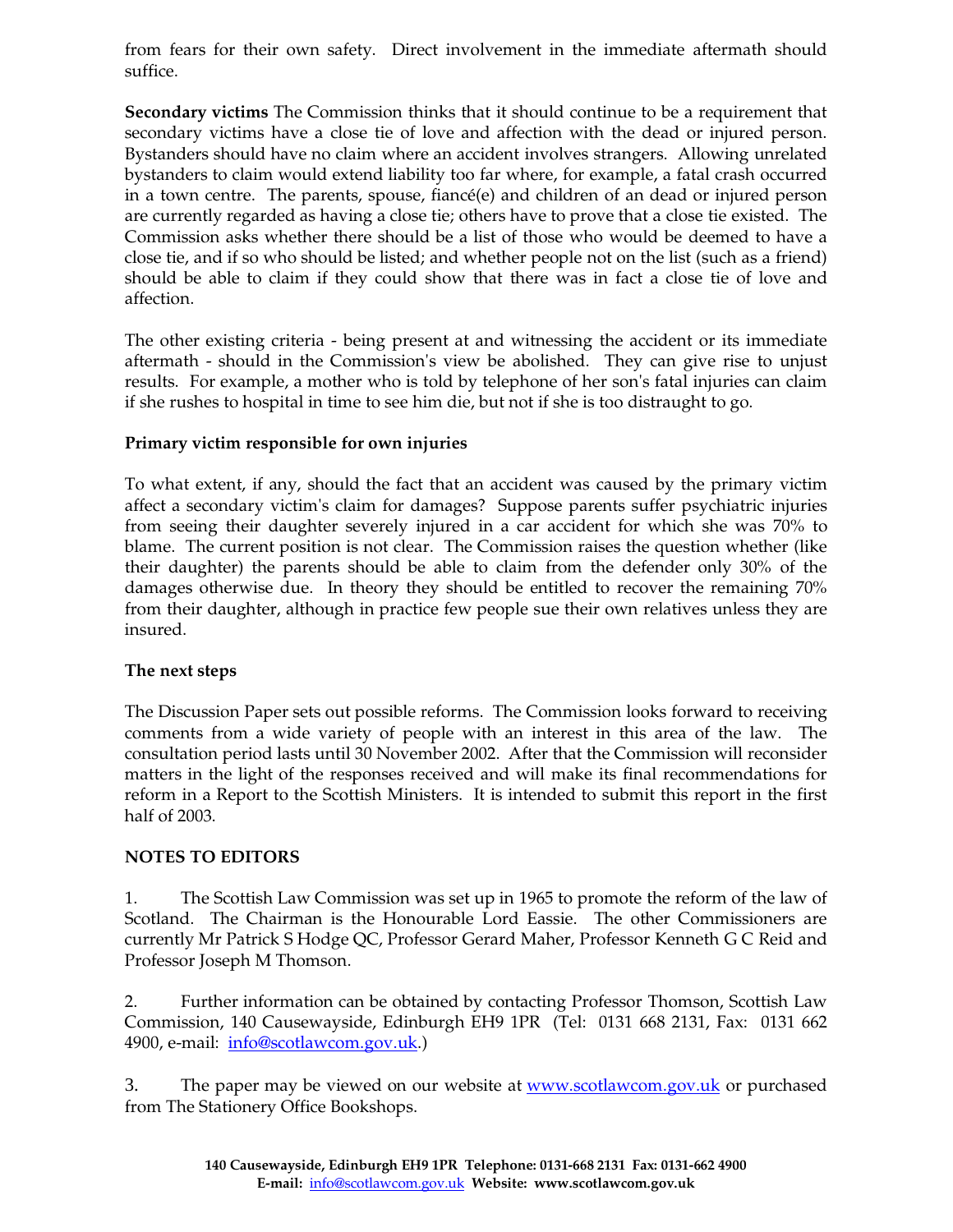from fears for their own safety. Direct involvement in the immediate aftermath should suffice.

**Secondary victims** The Commission thinks that it should continue to be a requirement that secondary victims have a close tie of love and affection with the dead or injured person. Bystanders should have no claim where an accident involves strangers. Allowing unrelated bystanders to claim would extend liability too far where, for example, a fatal crash occurred in a town centre. The parents, spouse, fiancé(e) and children of an dead or injured person are currently regarded as having a close tie; others have to prove that a close tie existed. The Commission asks whether there should be a list of those who would be deemed to have a close tie, and if so who should be listed; and whether people not on the list (such as a friend) should be able to claim if they could show that there was in fact a close tie of love and affection.

The other existing criteria - being present at and witnessing the accident or its immediate aftermath - should in the Commission's view be abolished. They can give rise to unjust results. For example, a mother who is told by telephone of her son's fatal injuries can claim if she rushes to hospital in time to see him die, but not if she is too distraught to go.

**Primary victim responsible for own injuries**

To what extent, if any, should the fact that an accident was caused by the primary victim affect a secondary victim's claim for damages? Suppose parents suffer psychiatric injuries from seeing their daughter severely injured in a car accident for which she was 70% to blame. The current position is not clear. The Commission raises the question whether (like their daughter) the parents should be able to claim from the defender only 30% of the damages otherwise due. In theory they should be entitled to recover the remaining 70% from their daughter, although in practice few people sue their own relatives unless they are insured.

**The next steps**

The Discussion Paper sets out possible reforms. The Commission looks forward to receiving comments from a wide variety of people with an interest in this area of the law. The consultation period lasts until 30 November 2002. After that the Commission will reconsider matters in the light of the responses received and will make its final recommendations for reform in a Report to the Scottish Ministers. It is intended to submit this report in the first half of 2003.

**NOTES TO EDITORS**

1. The Scottish Law Commission was set up in 1965 to promote the reform of the law of Scotland. The Chairman is the Honourable Lord Eassie. The other Commissioners are currently Mr Patrick S Hodge QC, Professor Gerard Maher, Professor Kenneth G C Reid and Professor Joseph M Thomson.

2. Further information can be obtained by contacting Professor Thomson, Scottish Law Commission, 140 Causewayside, Edinburgh EH9 1PR (Tel: 0131 668 2131, Fax: 0131 662 4900, e-mail: info@scotlawcom.gov.uk.)

3. The paper may be viewed on our website at www.scotlawcom.gov.uk or purchased from The Stationery Office Bookshops.

**140 Causewayside, Edinburgh EH9 1PR Telephone: 0131-668 2131 Fax: 0131-662 4900**
**E-mail: info@scotlawcom.gov.uk Website: www.scotlawcom.gov.uk**